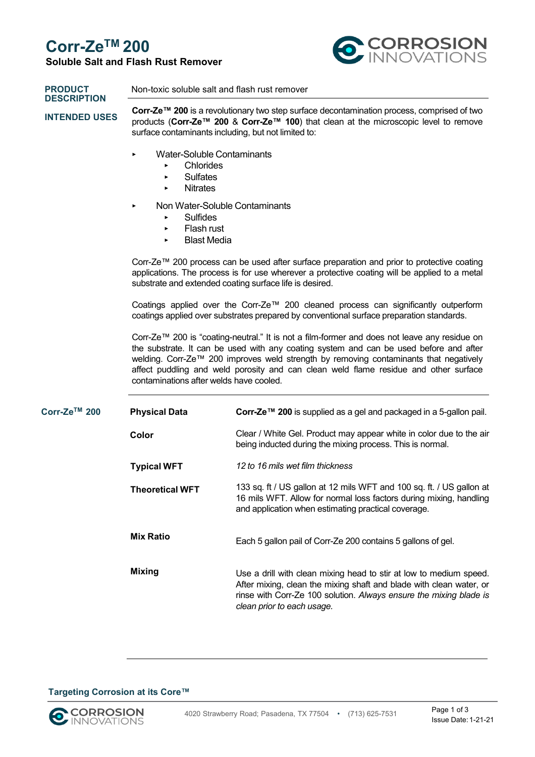# Corr-Ze™ 200

**Soluble Salt and Flash Rust Remover**

CORROSION INNOVATIONS

**PRODUCT DESCRIPTION**

Non-toxic soluble salt and flash rust remover

**INTENDED USES**

**Corr-Ze™ 200** is a revolutionary two step surface decontamination process, comprised of two products (**Corr-Ze™ 200** & **Corr-Ze™ 100**) that clean at the microscopic level to remove surface contaminants including, but not limited to:

- Water-Soluble Contaminants
  - Chlorides
  - Sulfates
  - Nitrates
- Non Water-Soluble Contaminants
  - Sulfides
  - Flash rust
  - Blast Media

Corr-Ze™ 200 process can be used after surface preparation and prior to protective coating applications. The process is for use wherever a protective coating will be applied to a metal substrate and extended coating surface life is desired.

Coatings applied over the Corr-Ze™ 200 cleaned process can significantly outperform coatings applied over substrates prepared by conventional surface preparation standards.

Corr-Ze™ 200 is "coating-neutral." It is not a film-former and does not leave any residue on the substrate. It can be used with any coating system and can be used before and after welding. Corr-Ze™ 200 improves weld strength by removing contaminants that negatively affect puddling and weld porosity and can clean weld flame residue and other surface contaminations after welds have cooled.

## Corr-Ze™ 200

| | |
|---|---|
| **Physical Data** | **Corr-Ze™ 200** is supplied as a gel and packaged in a 5-gallon pail. |
| **Color** | Clear / White Gel. Product may appear white in color due to the air being inducted during the mixing process. This is normal. |
| **Typical WFT** | *12 to 16 mils wet film thickness* |
| **Theoretical WFT** | 133 sq. ft / US gallon at 12 mils WFT and 100 sq. ft. / US gallon at 16 mils WFT. Allow for normal loss factors during mixing, handling and application when estimating practical coverage. |
| **Mix Ratio** | Each 5 gallon pail of Corr-Ze 200 contains 5 gallons of gel. |
| **Mixing** | Use a drill with clean mixing head to stir at low to medium speed. After mixing, clean the mixing shaft and blade with clean water, or rinse with Corr-Ze 100 solution. *Always ensure the mixing blade is clean prior to each usage.* |

**Targeting Corrosion at its Core™**

4020 Strawberry Road; Pasadena, TX 77504 • (713) 625-7531

Issue Date: 1-21-21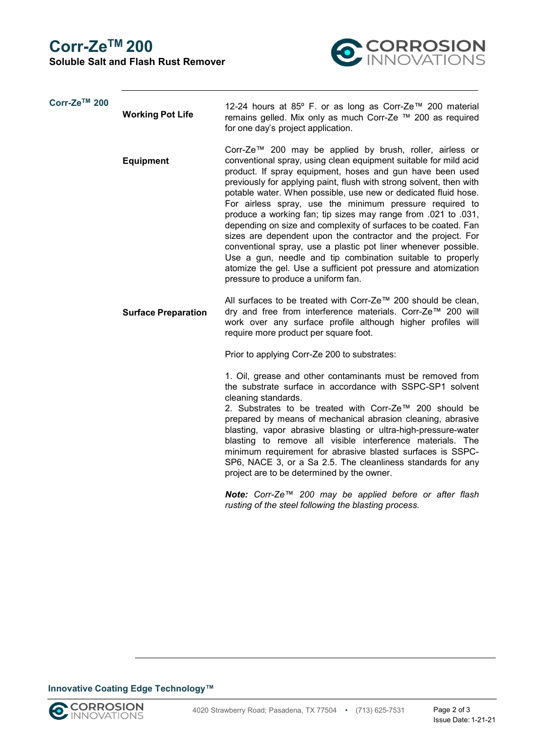**Corr-Ze™ 200**

### Working Pot Life

12-24 hours at 85º F. or as long as Corr-Ze™ 200 material remains gelled. Mix only as much Corr-Ze ™ 200 as required for one day's project application.

### Equipment

Corr-Ze™ 200 may be applied by brush, roller, airless or conventional spray, using clean equipment suitable for mild acid product. If spray equipment, hoses and gun have been used previously for applying paint, flush with strong solvent, then with potable water. When possible, use new or dedicated fluid hose. For airless spray, use the minimum pressure required to produce a working fan; tip sizes may range from .021 to .031, depending on size and complexity of surfaces to be coated. Fan sizes are dependent upon the contractor and the project. For conventional spray, use a plastic pot liner whenever possible. Use a gun, needle and tip combination suitable to properly atomize the gel. Use a sufficient pot pressure and atomization pressure to produce a uniform fan.

### Surface Preparation

All surfaces to be treated with Corr-Ze™ 200 should be clean, dry and free from interference materials. Corr-Ze™ 200 will work over any surface profile although higher profiles will require more product per square foot.

Prior to applying Corr-Ze 200 to substrates:

1. Oil, grease and other contaminants must be removed from the substrate surface in accordance with SSPC-SP1 solvent cleaning standards.
2. Substrates to be treated with Corr-Ze™ 200 should be prepared by means of mechanical abrasion cleaning, abrasive blasting, vapor abrasive blasting or ultra-high-pressure-water blasting to remove all visible interference materials. The minimum requirement for abrasive blasted surfaces is SSPC-SP6, NACE 3, or a Sa 2.5. The cleanliness standards for any project are to be determined by the owner.

***Note:*** *Corr-Ze™ 200 may be applied before or after flash rusting of the steel following the blasting process.*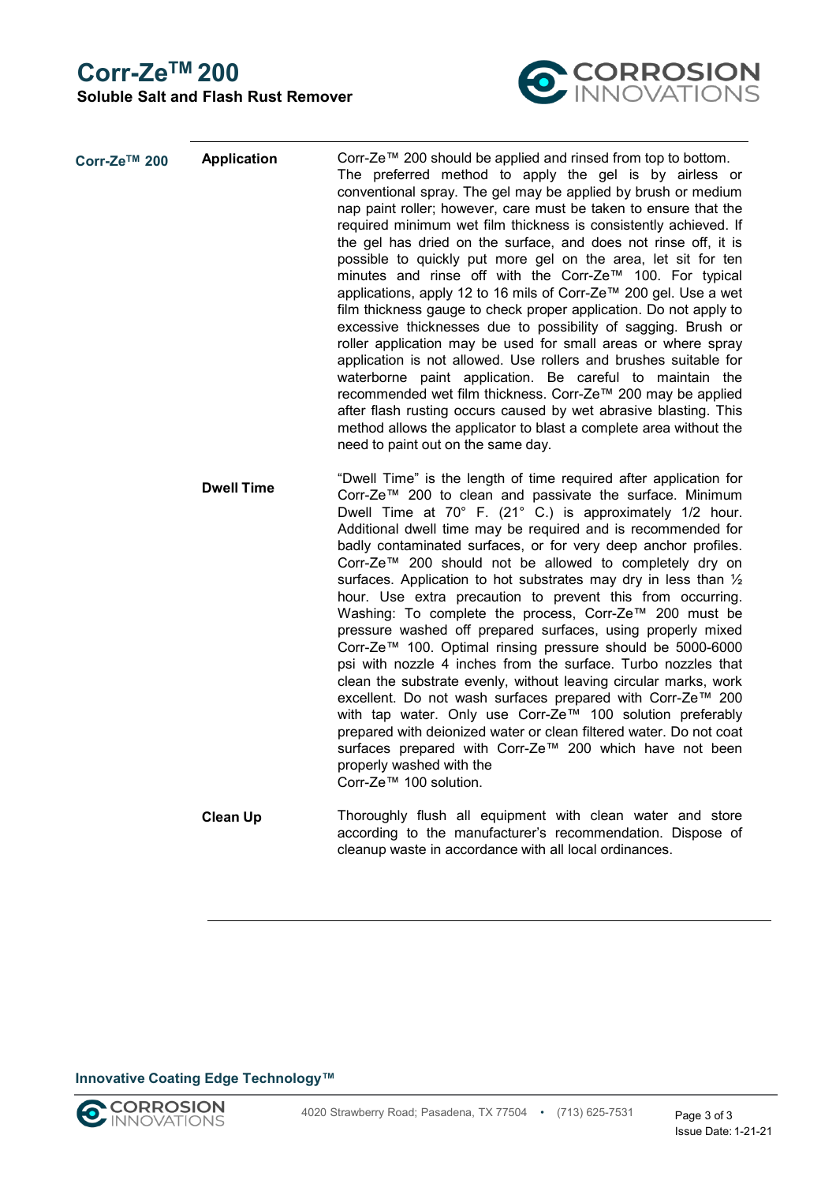# Corr-Ze™ 200

**Soluble Salt and Flash Rust Remover**

**Corr-Ze™ 200**

### Application

Corr-Ze™ 200 should be applied and rinsed from top to bottom. The preferred method to apply the gel is by airless or conventional spray. The gel may be applied by brush or medium nap paint roller; however, care must be taken to ensure that the required minimum wet film thickness is consistently achieved. If the gel has dried on the surface, and does not rinse off, it is possible to quickly put more gel on the area, let sit for ten minutes and rinse off with the Corr-Ze™ 100. For typical applications, apply 12 to 16 mils of Corr-Ze™ 200 gel. Use a wet film thickness gauge to check proper application. Do not apply to excessive thicknesses due to possibility of sagging. Brush or roller application may be used for small areas or where spray application is not allowed. Use rollers and brushes suitable for waterborne paint application. Be careful to maintain the recommended wet film thickness. Corr-Ze™ 200 may be applied after flash rusting occurs caused by wet abrasive blasting. This method allows the applicator to blast a complete area without the need to paint out on the same day.

### Dwell Time

"Dwell Time" is the length of time required after application for Corr-Ze™ 200 to clean and passivate the surface. Minimum Dwell Time at 70° F. (21° C.) is approximately 1/2 hour. Additional dwell time may be required and is recommended for badly contaminated surfaces, or for very deep anchor profiles. Corr-Ze™ 200 should not be allowed to completely dry on surfaces. Application to hot substrates may dry in less than ½ hour. Use extra precaution to prevent this from occurring. Washing: To complete the process, Corr-Ze™ 200 must be pressure washed off prepared surfaces, using properly mixed Corr-Ze™ 100. Optimal rinsing pressure should be 5000-6000 psi with nozzle 4 inches from the surface. Turbo nozzles that clean the substrate evenly, without leaving circular marks, work excellent. Do not wash surfaces prepared with Corr-Ze™ 200 with tap water. Only use Corr-Ze™ 100 solution preferably prepared with deionized water or clean filtered water. Do not coat surfaces prepared with Corr-Ze™ 200 which have not been properly washed with the Corr-Ze™ 100 solution.

### Clean Up

Thoroughly flush all equipment with clean water and store according to the manufacturer's recommendation. Dispose of cleanup waste in accordance with all local ordinances.

**Innovative Coating Edge Technology™**

4020 Strawberry Road; Pasadena, TX 77504 • (713) 625-7531

Issue Date: 1-21-21